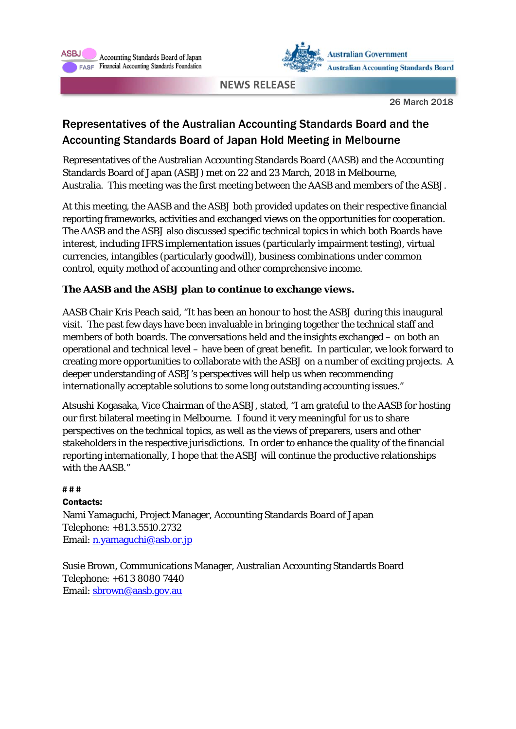Accounting Standards Board of Japan
Financial Accounting Standards Foundation

Australian Government
Australian Accounting Standards Board

NEWS RELEASE

26 March 2018

# Representatives of the Australian Accounting Standards Board and the Accounting Standards Board of Japan Hold Meeting in Melbourne

Representatives of the Australian Accounting Standards Board (AASB) and the Accounting Standards Board of Japan (ASBJ) met on 22 and 23 March, 2018 in Melbourne, Australia. This meeting was the first meeting between the AASB and members of the ASBJ.

At this meeting, the AASB and the ASBJ both provided updates on their respective financial reporting frameworks, activities and exchanged views on the opportunities for cooperation. The AASB and the ASBJ also discussed specific technical topics in which both Boards have interest, including IFRS implementation issues (particularly impairment testing), virtual currencies, intangibles (particularly goodwill), business combinations under common control, equity method of accounting and other comprehensive income.

**The AASB and the ASBJ plan to continue to exchange views.**

AASB Chair Kris Peach said, "It has been an honour to host the ASBJ during this inaugural visit. The past few days have been invaluable in bringing together the technical staff and members of both boards. The conversations held and the insights exchanged – on both an operational and technical level – have been of great benefit. In particular, we look forward to creating more opportunities to collaborate with the ASBJ on a number of exciting projects. A deeper understanding of ASBJ's perspectives will help us when recommending internationally acceptable solutions to some long outstanding accounting issues."

Atsushi Kogasaka, Vice Chairman of the ASBJ, stated, "I am grateful to the AASB for hosting our first bilateral meeting in Melbourne. I found it very meaningful for us to share perspectives on the technical topics, as well as the views of preparers, users and other stakeholders in the respective jurisdictions. In order to enhance the quality of the financial reporting internationally, I hope that the ASBJ will continue the productive relationships with the AASB."

**# # #**

**Contacts:**

Nami Yamaguchi, Project Manager, Accounting Standards Board of Japan
Telephone: +81.3.5510.2732
Email: n.yamaguchi@asb.or.jp

Susie Brown, Communications Manager, Australian Accounting Standards Board
Telephone: +61 3 8080 7440
Email: sbrown@aasb.gov.au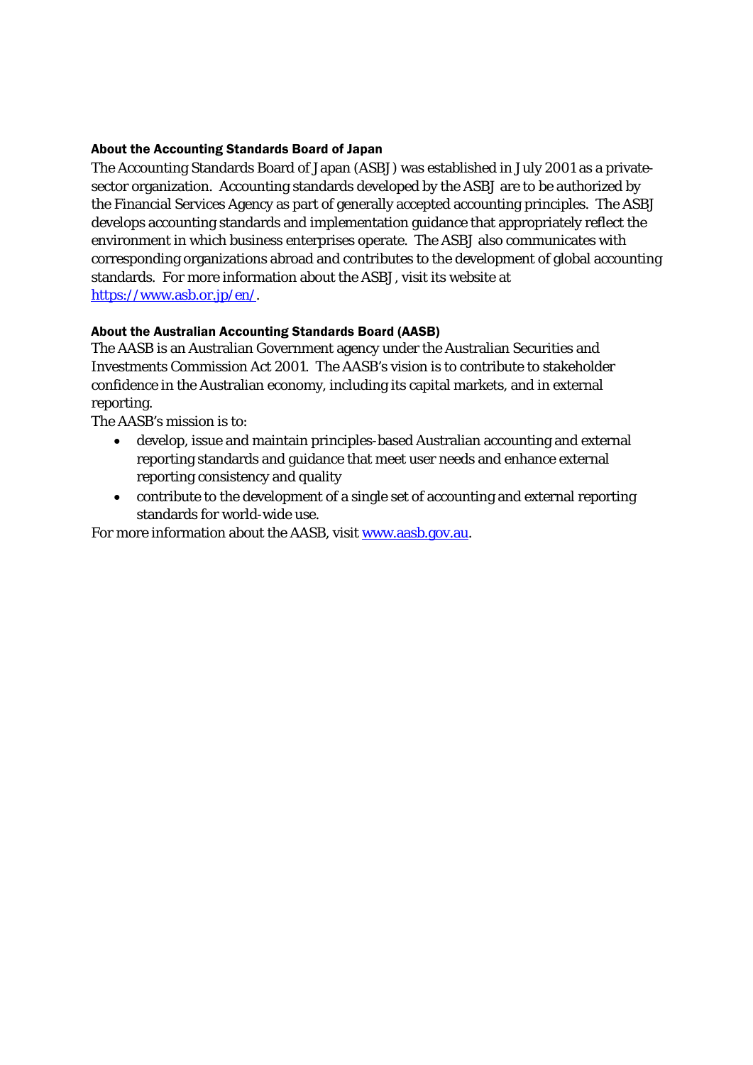### About the Accounting Standards Board of Japan

The Accounting Standards Board of Japan (ASBJ) was established in July 2001 as a private-sector organization. Accounting standards developed by the ASBJ are to be authorized by the Financial Services Agency as part of generally accepted accounting principles. The ASBJ develops accounting standards and implementation guidance that appropriately reflect the environment in which business enterprises operate. The ASBJ also communicates with corresponding organizations abroad and contributes to the development of global accounting standards. For more information about the ASBJ, visit its website at [https://www.asb.or.jp/en/](https://www.asb.or.jp/en/).

### About the Australian Accounting Standards Board (AASB)

The AASB is an Australian Government agency under the Australian Securities and Investments Commission Act 2001. The AASB's vision is to contribute to stakeholder confidence in the Australian economy, including its capital markets, and in external reporting.

The AASB's mission is to:

- develop, issue and maintain principles-based Australian accounting and external reporting standards and guidance that meet user needs and enhance external reporting consistency and quality
- contribute to the development of a single set of accounting and external reporting standards for world-wide use.

For more information about the AASB, visit [www.aasb.gov.au](www.aasb.gov.au).